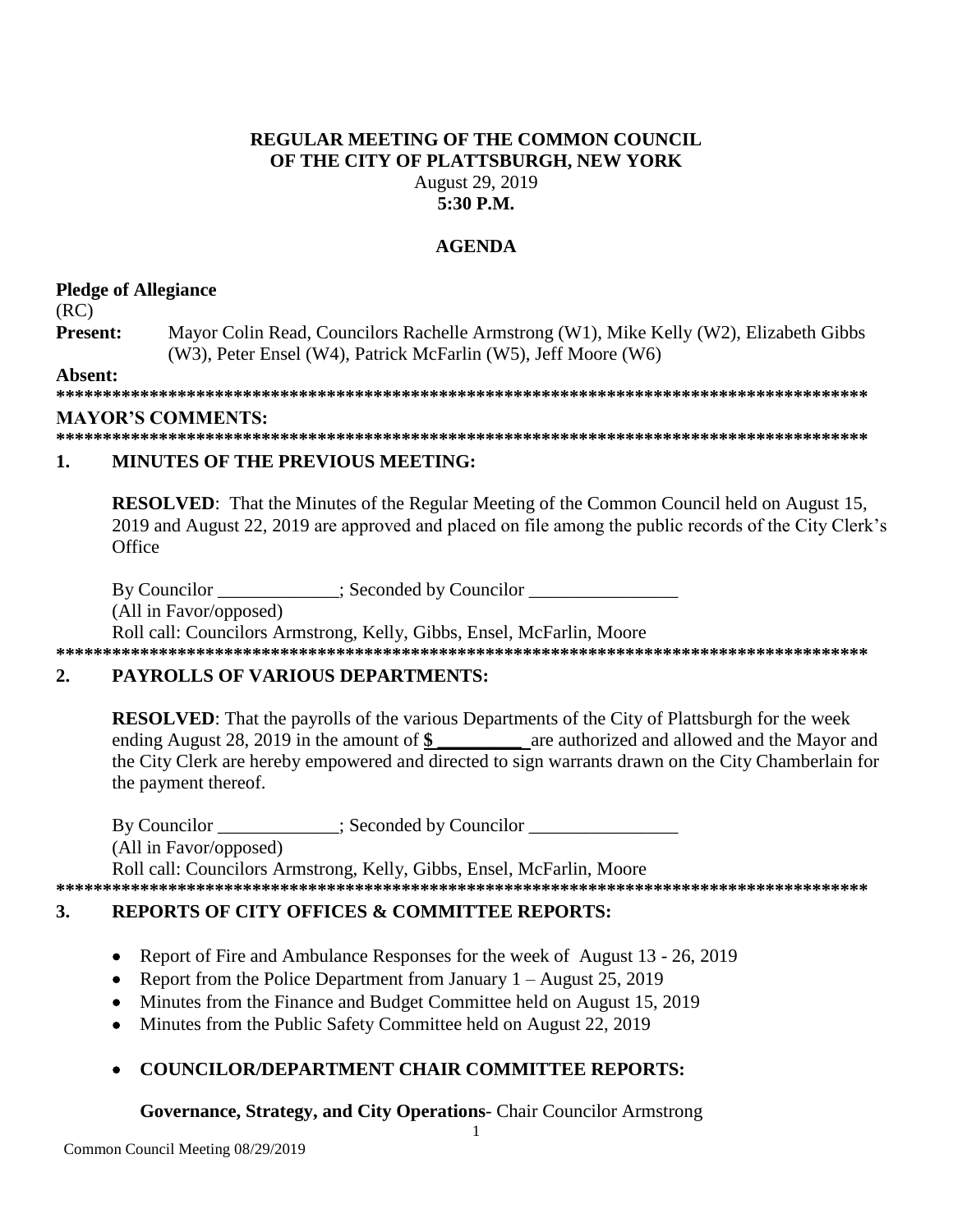**REGULAR MEETING OF THE COMMON COUNCIL**
**OF THE CITY OF PLATTSBURGH, NEW YORK**
August 29, 2019
**5:30 P.M.**

## AGENDA

**Pledge of Allegiance**
(RC)
**Present:** Mayor Colin Read, Councilors Rachelle Armstrong (W1), Mike Kelly (W2), Elizabeth Gibbs (W3), Peter Ensel (W4), Patrick McFarlin (W5), Jeff Moore (W6)

**Absent:**

**********************************************************************************************

**MAYOR'S COMMENTS:**

**********************************************************************************************

### 1. MINUTES OF THE PREVIOUS MEETING:

**RESOLVED**: That the Minutes of the Regular Meeting of the Common Council held on August 15, 2019 and August 22, 2019 are approved and placed on file among the public records of the City Clerk's Office

By Councilor _____________; Seconded by Councilor ________________
(All in Favor/opposed)
Roll call: Councilors Armstrong, Kelly, Gibbs, Ensel, McFarlin, Moore

**********************************************************************************************

### 2. PAYROLLS OF VARIOUS DEPARTMENTS:

**RESOLVED**: That the payrolls of the various Departments of the City of Plattsburgh for the week ending August 28, 2019 in the amount of **$ _________** are authorized and allowed and the Mayor and the City Clerk are hereby empowered and directed to sign warrants drawn on the City Chamberlain for the payment thereof.

By Councilor _____________; Seconded by Councilor ________________
(All in Favor/opposed)
Roll call: Councilors Armstrong, Kelly, Gibbs, Ensel, McFarlin, Moore

**********************************************************************************************

### 3. REPORTS OF CITY OFFICES & COMMITTEE REPORTS:

- Report of Fire and Ambulance Responses for the week of August 13 - 26, 2019
- Report from the Police Department from January 1 – August 25, 2019
- Minutes from the Finance and Budget Committee held on August 15, 2019
- Minutes from the Public Safety Committee held on August 22, 2019

- **COUNCILOR/DEPARTMENT CHAIR COMMITTEE REPORTS:**

**Governance, Strategy, and City Operations**- Chair Councilor Armstrong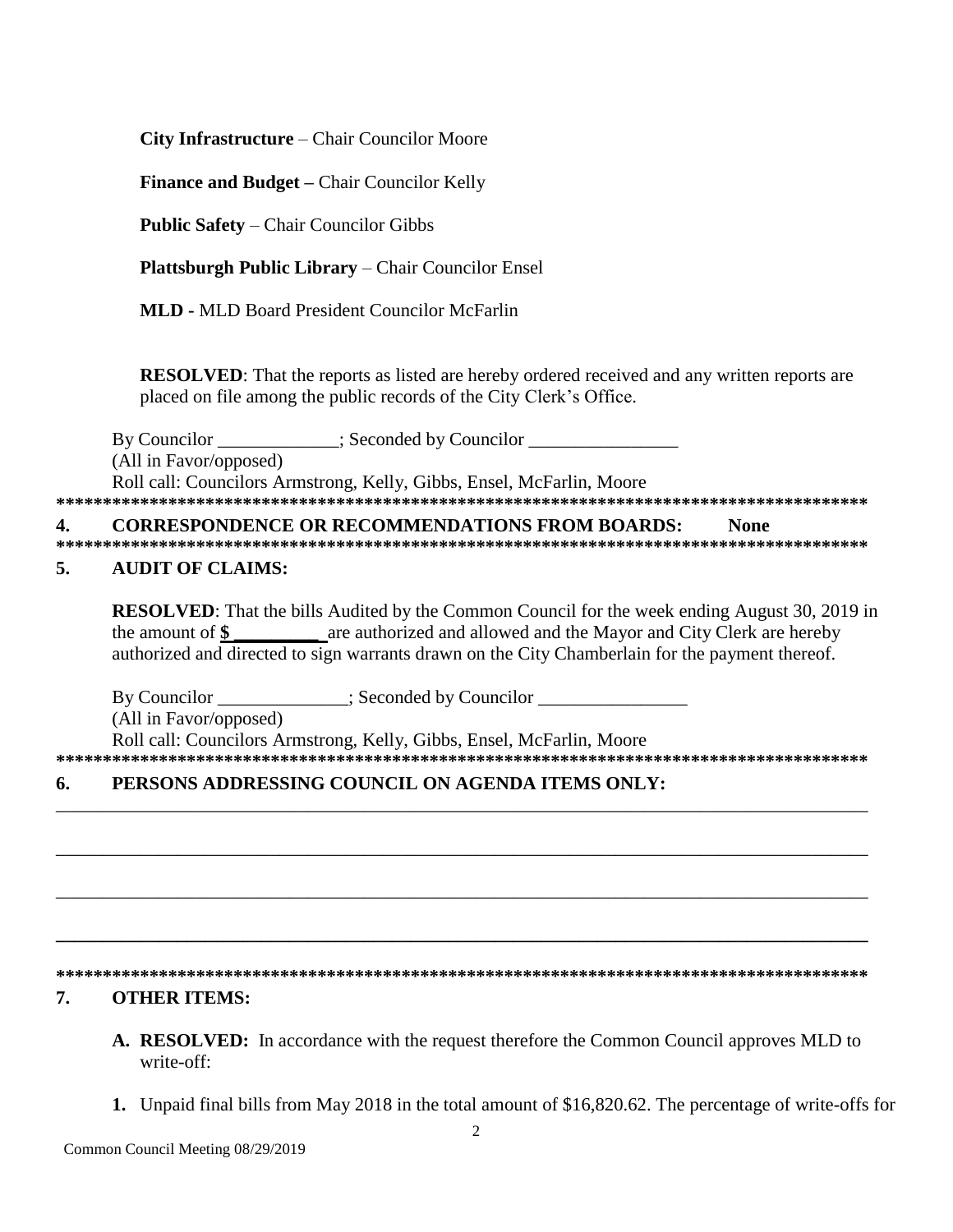**City Infrastructure** – Chair Councilor Moore

**Finance and Budget –** Chair Councilor Kelly

**Public Safety** – Chair Councilor Gibbs

**Plattsburgh Public Library** – Chair Councilor Ensel

**MLD -** MLD Board President Councilor McFarlin

**RESOLVED**: That the reports as listed are hereby ordered received and any written reports are placed on file among the public records of the City Clerk's Office.

By Councilor _____________; Seconded by Councilor ________________
(All in Favor/opposed)
Roll call: Councilors Armstrong, Kelly, Gibbs, Ensel, McFarlin, Moore

******************************************************************************************

## 4. CORRESPONDENCE OR RECOMMENDATIONS FROM BOARDS: None

******************************************************************************************

## 5. AUDIT OF CLAIMS:

**RESOLVED**: That the bills Audited by the Common Council for the week ending August 30, 2019 in the amount of **$ _________** are authorized and allowed and the Mayor and City Clerk are hereby authorized and directed to sign warrants drawn on the City Chamberlain for the payment thereof.

By Councilor ______________; Seconded by Councilor ________________
(All in Favor/opposed)
Roll call: Councilors Armstrong, Kelly, Gibbs, Ensel, McFarlin, Moore

******************************************************************************************

## 6. PERSONS ADDRESSING COUNCIL ON AGENDA ITEMS ONLY:

______________________________________________________________________________________

______________________________________________________________________________________

______________________________________________________________________________________

______________________________________________________________________________________

******************************************************************************************

## 7. OTHER ITEMS:

**A. RESOLVED:** In accordance with the request therefore the Common Council approves MLD to write-off:

**1.** Unpaid final bills from May 2018 in the total amount of $16,820.62. The percentage of write-offs for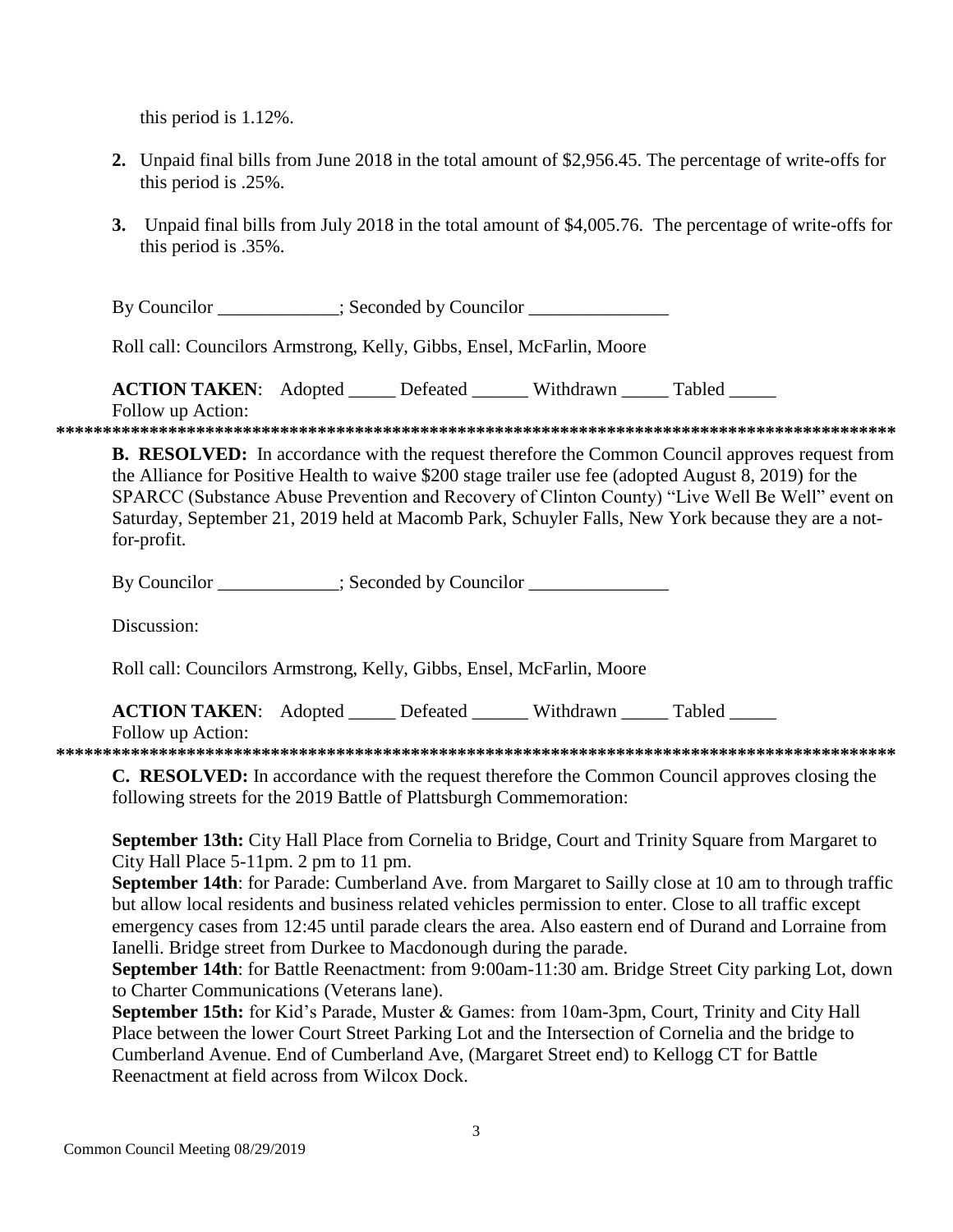this period is 1.12%.

2. Unpaid final bills from June 2018 in the total amount of $2,956.45. The percentage of write-offs for this period is .25%.

3. Unpaid final bills from July 2018 in the total amount of $4,005.76. The percentage of write-offs for this period is .35%.

By Councilor _____________; Seconded by Councilor _______________

Roll call: Councilors Armstrong, Kelly, Gibbs, Ensel, McFarlin, Moore

**ACTION TAKEN**: Adopted _____ Defeated ______ Withdrawn _____ Tabled _____
Follow up Action:

******************************************************************************************

**B. RESOLVED:** In accordance with the request therefore the Common Council approves request from the Alliance for Positive Health to waive $200 stage trailer use fee (adopted August 8, 2019) for the SPARCC (Substance Abuse Prevention and Recovery of Clinton County) "Live Well Be Well" event on Saturday, September 21, 2019 held at Macomb Park, Schuyler Falls, New York because they are a not-for-profit.

By Councilor _____________; Seconded by Councilor _______________

Discussion:

Roll call: Councilors Armstrong, Kelly, Gibbs, Ensel, McFarlin, Moore

**ACTION TAKEN**: Adopted _____ Defeated ______ Withdrawn _____ Tabled _____
Follow up Action:

******************************************************************************************

**C. RESOLVED:** In accordance with the request therefore the Common Council approves closing the following streets for the 2019 Battle of Plattsburgh Commemoration:

**September 13th:** City Hall Place from Cornelia to Bridge, Court and Trinity Square from Margaret to City Hall Place 5-11pm. 2 pm to 11 pm.
**September 14th**: for Parade: Cumberland Ave. from Margaret to Sailly close at 10 am to through traffic but allow local residents and business related vehicles permission to enter. Close to all traffic except emergency cases from 12:45 until parade clears the area. Also eastern end of Durand and Lorraine from Ianelli. Bridge street from Durkee to Macdonough during the parade.
**September 14th**: for Battle Reenactment: from 9:00am-11:30 am. Bridge Street City parking Lot, down to Charter Communications (Veterans lane).
**September 15th:** for Kid's Parade, Muster & Games: from 10am-3pm, Court, Trinity and City Hall Place between the lower Court Street Parking Lot and the Intersection of Cornelia and the bridge to Cumberland Avenue. End of Cumberland Ave, (Margaret Street end) to Kellogg CT for Battle Reenactment at field across from Wilcox Dock.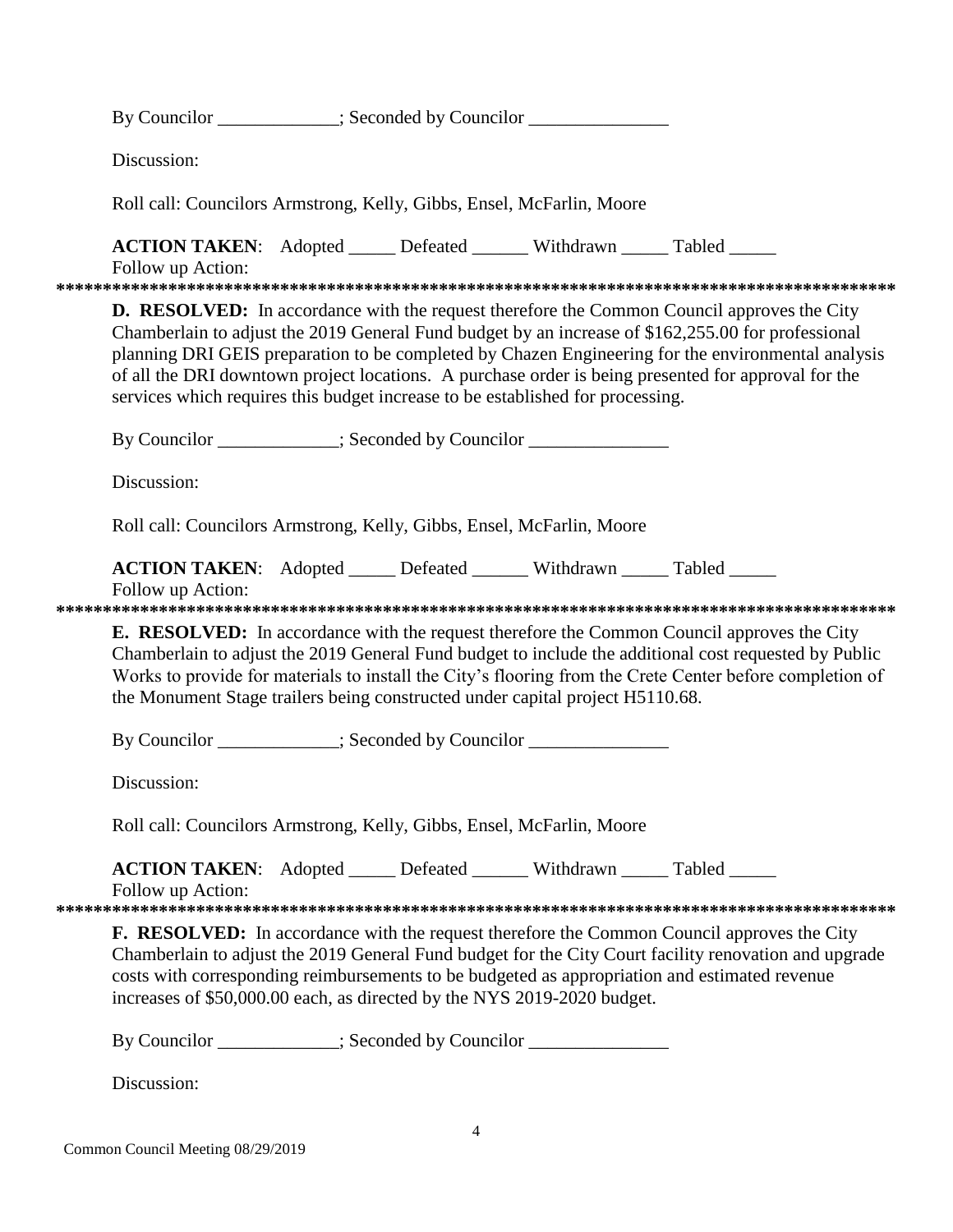By Councilor _____________; Seconded by Councilor _______________

Discussion:

Roll call: Councilors Armstrong, Kelly, Gibbs, Ensel, McFarlin, Moore

**ACTION TAKEN**: Adopted _____ Defeated ______ Withdrawn _____ Tabled _____
Follow up Action:

*******************************************************************************************

**D. RESOLVED:** In accordance with the request therefore the Common Council approves the City Chamberlain to adjust the 2019 General Fund budget by an increase of $162,255.00 for professional planning DRI GEIS preparation to be completed by Chazen Engineering for the environmental analysis of all the DRI downtown project locations. A purchase order is being presented for approval for the services which requires this budget increase to be established for processing.

By Councilor _____________; Seconded by Councilor _______________

Discussion:

Roll call: Councilors Armstrong, Kelly, Gibbs, Ensel, McFarlin, Moore

**ACTION TAKEN**: Adopted _____ Defeated ______ Withdrawn _____ Tabled _____
Follow up Action:

*******************************************************************************************

**E. RESOLVED:** In accordance with the request therefore the Common Council approves the City Chamberlain to adjust the 2019 General Fund budget to include the additional cost requested by Public Works to provide for materials to install the City's flooring from the Crete Center before completion of the Monument Stage trailers being constructed under capital project H5110.68.

By Councilor _____________; Seconded by Councilor _______________

Discussion:

Roll call: Councilors Armstrong, Kelly, Gibbs, Ensel, McFarlin, Moore

**ACTION TAKEN**: Adopted _____ Defeated ______ Withdrawn _____ Tabled _____
Follow up Action:

*******************************************************************************************

**F. RESOLVED:** In accordance with the request therefore the Common Council approves the City Chamberlain to adjust the 2019 General Fund budget for the City Court facility renovation and upgrade costs with corresponding reimbursements to be budgeted as appropriation and estimated revenue increases of $50,000.00 each, as directed by the NYS 2019-2020 budget.

By Councilor _____________; Seconded by Councilor _______________

Discussion: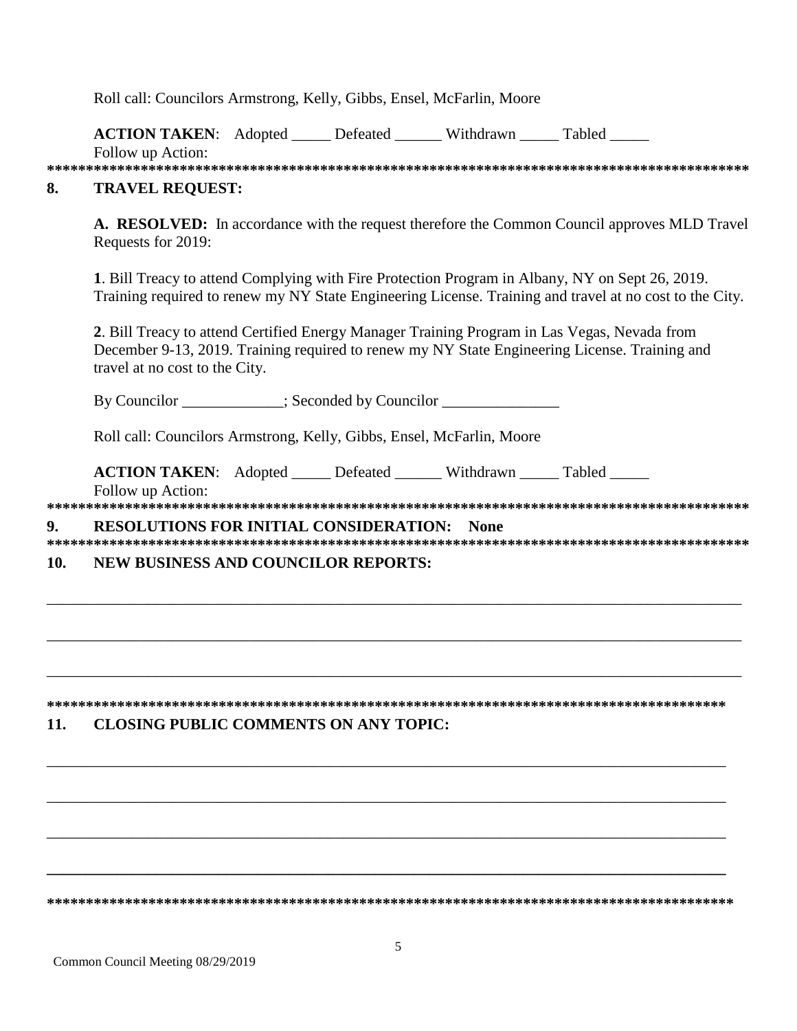Roll call: Councilors Armstrong, Kelly, Gibbs, Ensel, McFarlin, Moore

**ACTION TAKEN**: Adopted _____ Defeated ______ Withdrawn _____ Tabled _____
Follow up Action:

******************************************************************************************

## 8. TRAVEL REQUEST:

**A. RESOLVED:** In accordance with the request therefore the Common Council approves MLD Travel Requests for 2019:

**1**. Bill Treacy to attend Complying with Fire Protection Program in Albany, NY on Sept 26, 2019. Training required to renew my NY State Engineering License. Training and travel at no cost to the City.

**2**. Bill Treacy to attend Certified Energy Manager Training Program in Las Vegas, Nevada from December 9-13, 2019. Training required to renew my NY State Engineering License. Training and travel at no cost to the City.

By Councilor _____________; Seconded by Councilor _______________

Roll call: Councilors Armstrong, Kelly, Gibbs, Ensel, McFarlin, Moore

**ACTION TAKEN**: Adopted _____ Defeated ______ Withdrawn _____ Tabled _____
Follow up Action:

******************************************************************************************

## 9. RESOLUTIONS FOR INITIAL CONSIDERATION: None

******************************************************************************************

## 10. NEW BUSINESS AND COUNCILOR REPORTS:

___________________________________________________________________________________

___________________________________________________________________________________

___________________________________________________________________________________

******************************************************************************************

## 11. CLOSING PUBLIC COMMENTS ON ANY TOPIC:

___________________________________________________________________________________

___________________________________________________________________________________

___________________________________________________________________________________

___________________________________________________________________________________

******************************************************************************************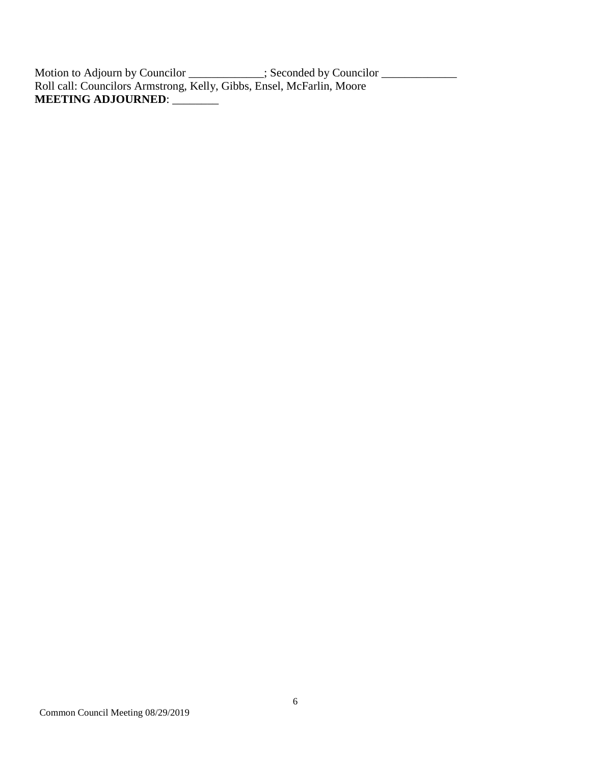Motion to Adjourn by Councilor _____________; Seconded by Councilor _____________
Roll call: Councilors Armstrong, Kelly, Gibbs, Ensel, McFarlin, Moore
**MEETING ADJOURNED**: ________